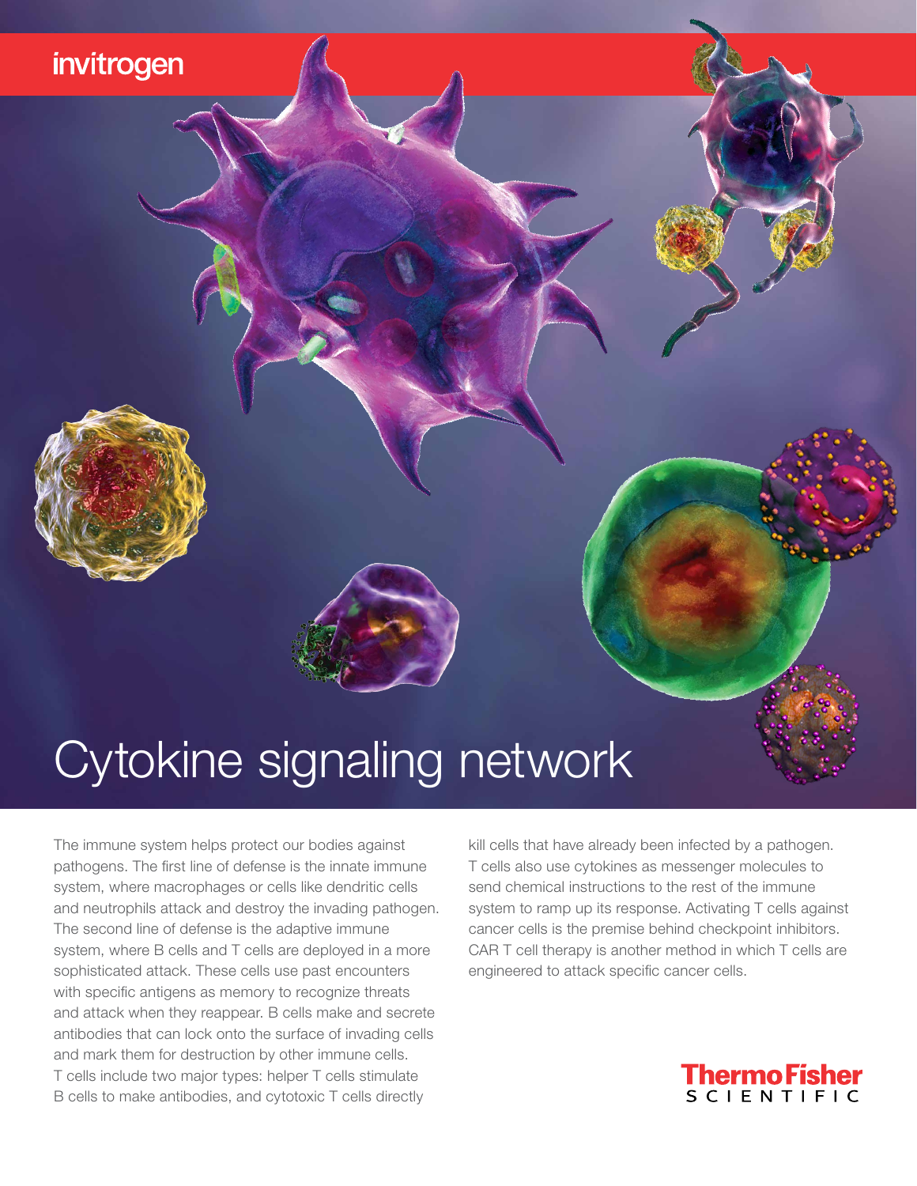invitrogen

# Cytokine signaling network

The immune system helps protect our bodies against pathogens. The first line of defense is the innate immune system, where macrophages or cells like dendritic cells and neutrophils attack and destroy the invading pathogen. The second line of defense is the adaptive immune system, where B cells and T cells are deployed in a more sophisticated attack. These cells use past encounters with specific antigens as memory to recognize threats and attack when they reappear. B cells make and secrete antibodies that can lock onto the surface of invading cells and mark them for destruction by other immune cells. T cells include two major types: helper T cells stimulate B cells to make antibodies, and cytotoxic T cells directly kill cells that have already been infected by a pathogen. T cells also use cytokines as messenger molecules to send chemical instructions to the rest of the immune system to ramp up its response. Activating T cells against cancer cells is the premise behind checkpoint inhibitors. CAR T cell therapy is another method in which T cells are engineered to attack specific cancer cells.

ThermoFisher SCIENTIFIC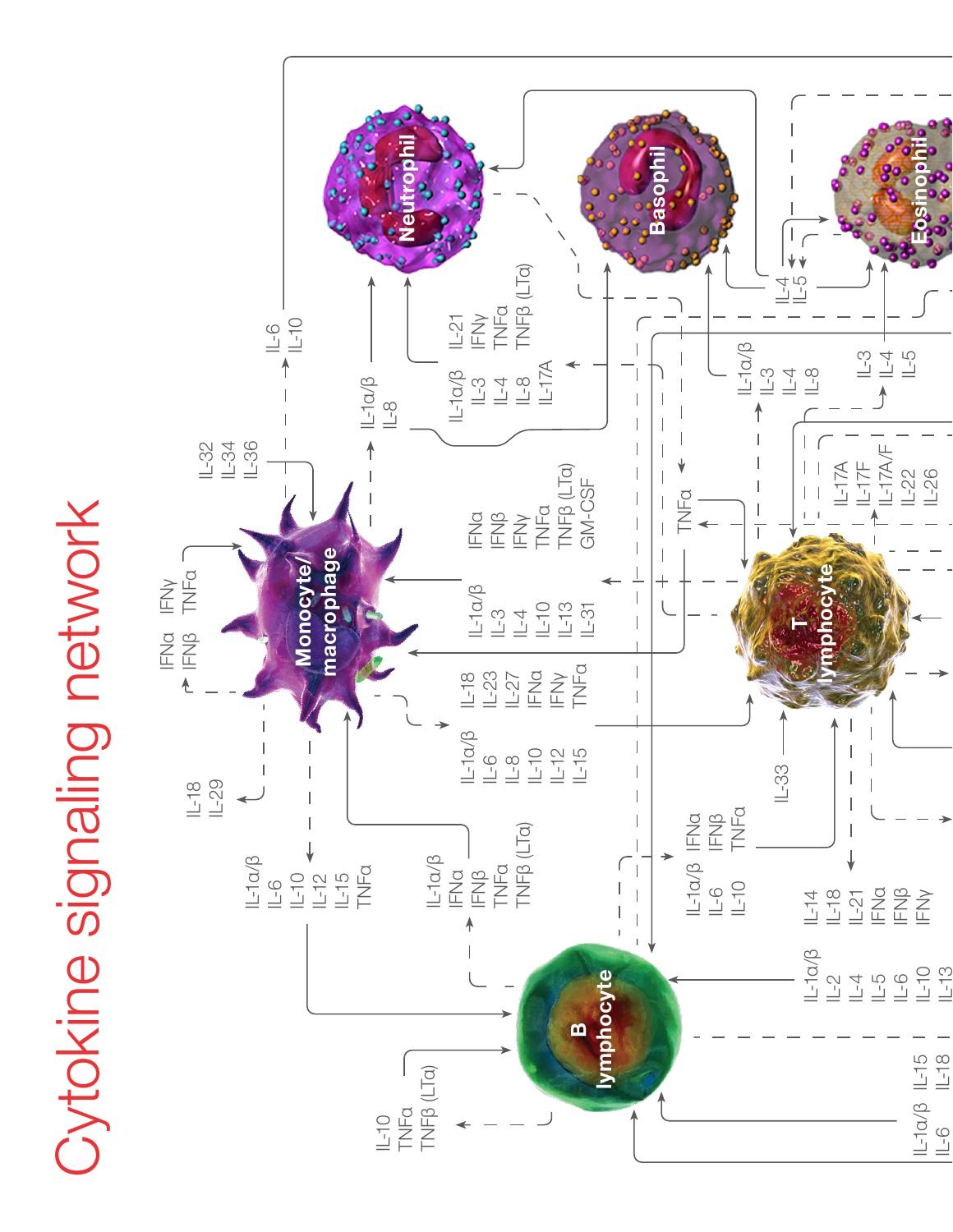# Cytokine signaling network

Neutrophil

Basophil

Eosinophil

Monocyte/ macrophage

T lymphocyte

B lymphocyte

IL-6
IL-10

IL-32
IL-34
IL-36

IFNα
IFNβ

IFNγ
TNFα

IL-18
IL-29

IL-1α/β
IL-8

IL-1α/β
IL-3
IL-4
IL-8
IL-17A

IL-21
IFNγ
TNFα
TNFβ (LTα)

IL-1α/β
IL-3
IL-4
IL-8

IL-4
IL-5

IL-3
IL-4
IL-5

IL-17A
IL-17F
IL-17A/F
IL-22
IL-26

TNFα

IL-1α/β
IL-3
IL-4
IL-10
IL-13
IL-31

IFNα
IFNβ
IFNγ
TNFα
TNFβ (LTα)
GM-CSF

IL-18
IL-23
IL-27
IFNα
IFNγ
TNFα

IL-1α/β
IL-6
IL-8
IL-10
IL-12
IL-15

IL-33

IL-1α/β
IL-6
IL-10
IL-12
IL-15
TNFα

IL-1α/β
IFNα
IFNβ
TNFα
TNFβ (LTα)

IL-1α/β
IL-6
IL-10

IFNα
IFNβ
TNFα

IL-14
IL-18
IL-21
IFNα
IFNβ
IFNγ

IL-1α/β
IL-2
IL-4
IL-5
IL-6
IL-10
IL-13

IL-10
TNFα
TNFβ (LTα)

IL-1α/β
IL-6

IL-15
IL-18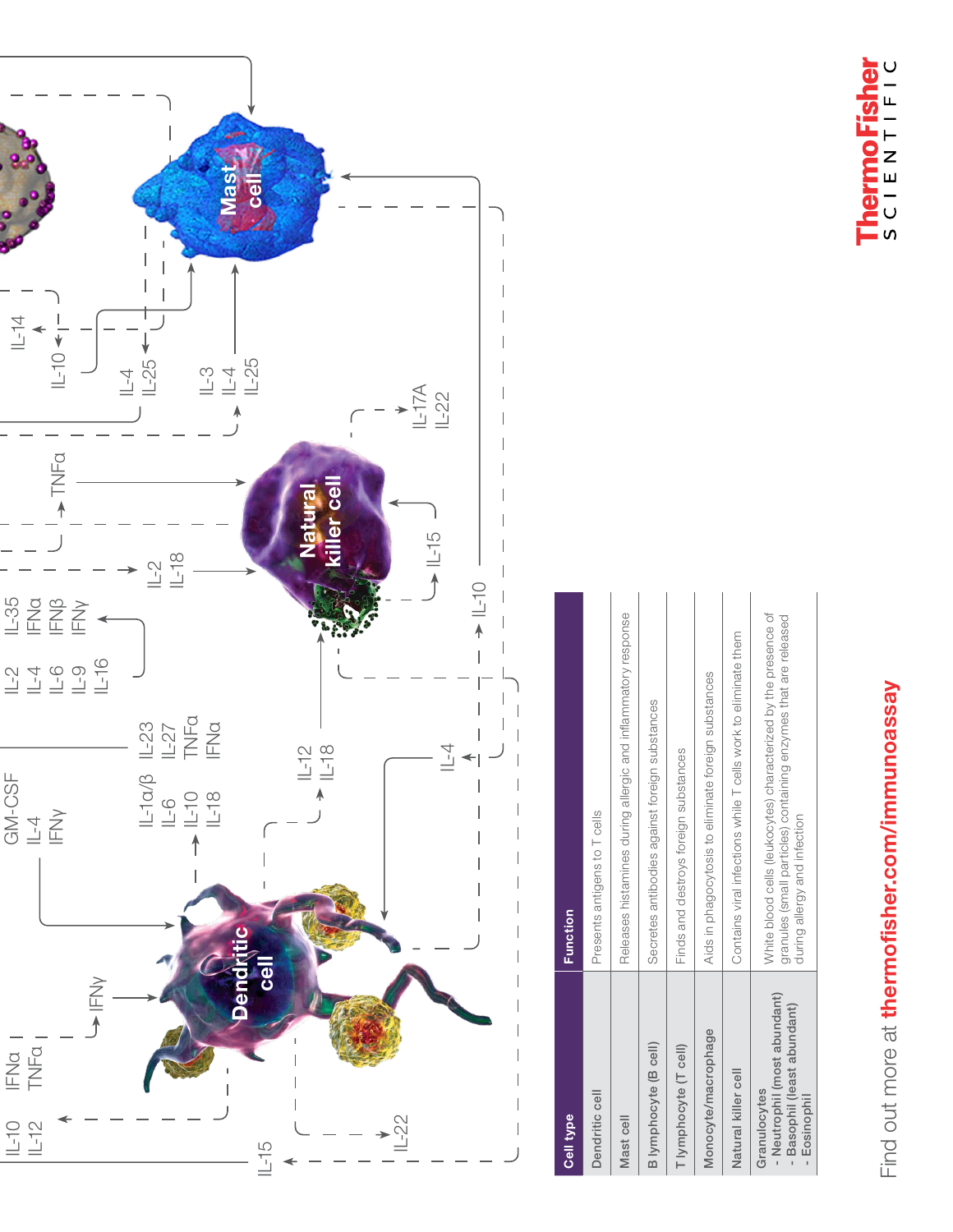| Cell type | Function |
|---|---|
| Dendritic cell | Presents antigens to T cells |
| Mast cell | Releases histamines during allergic and inflammatory response |
| B lymphocyte (B cell) | Secretes antibodies against foreign substances |
| T lymphocyte (T cell) | Finds and destroys foreign substances |
| Monocyte/macrophage | Aids in phagocytosis to eliminate foreign substances |
| Natural killer cell | Contains viral infections while T cells work to eliminate them |
| Granulocytes<br>- Neutrophil (most abundant)<br>- Basophil (least abundant)<br>- Eosinophil | White blood cells (leukocytes) characterized by the presence of granules (small particles) containing enzymes that are released during allergy and infection |

Find out more at **thermofisher.com/immunoassay**

ThermoFisher SCIENTIFIC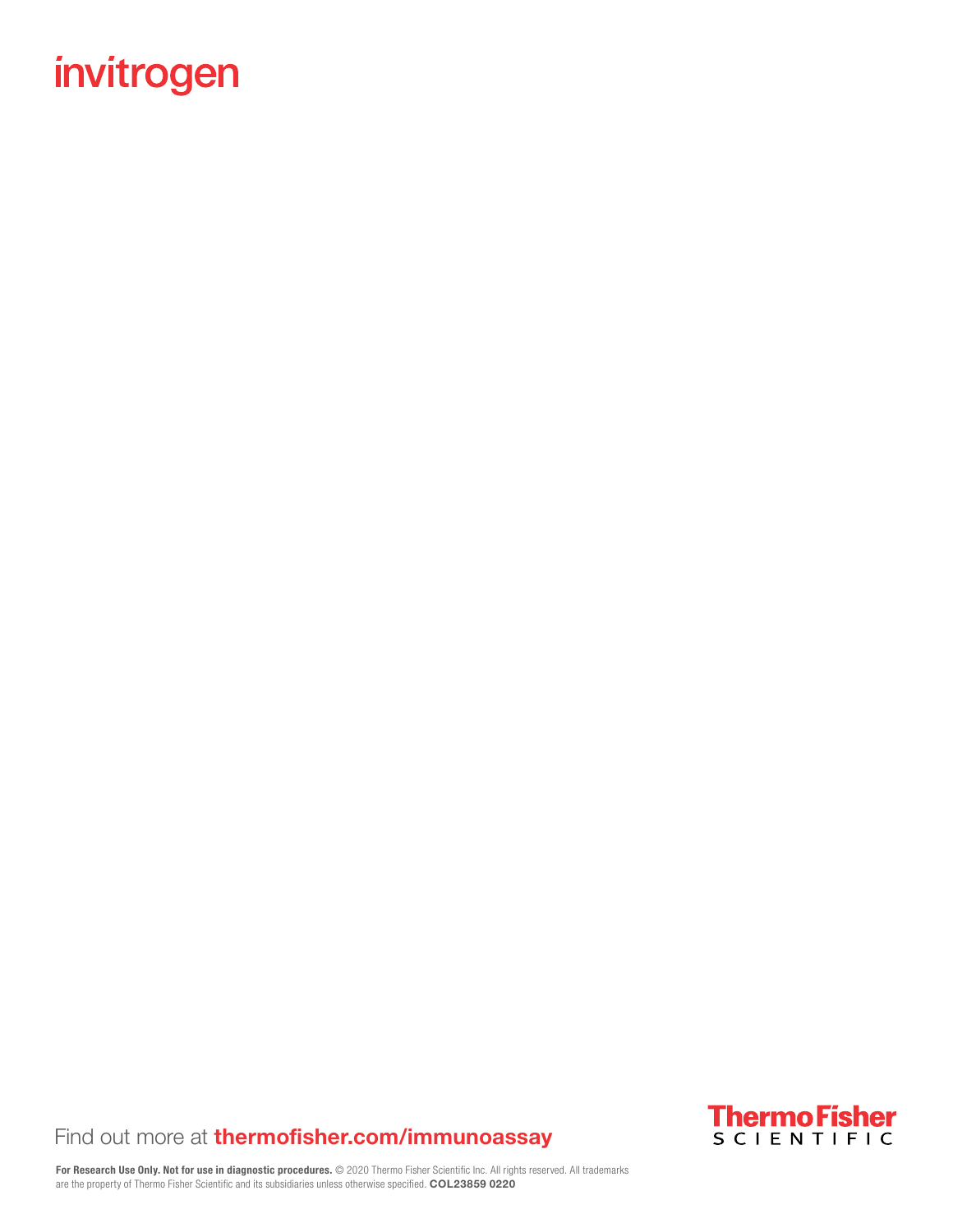invitrogen

Find out more at **thermofisher.com/immunoassay**

ThermoFisher SCIENTIFIC

**For Research Use Only. Not for use in diagnostic procedures.** © 2020 Thermo Fisher Scientific Inc. All rights reserved. All trademarks are the property of Thermo Fisher Scientific and its subsidiaries unless otherwise specified. **COL23859 0220**